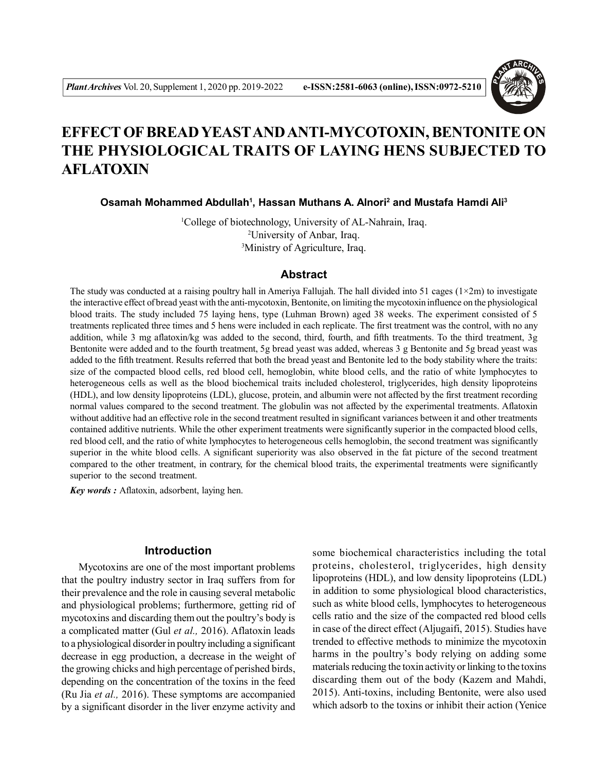# EFFECT OF BREAD YEAST AND ANTI-MYCOTOXIN, BENTONITE ON THE PHYSIOLOGICAL TRAITS OF LAYING HENS SUBJECTED TO AFLATOXIN

**Osamah Mohammed Abdullah[1], Hassan Muthans A. Alnori[2] and Mustafa Hamdi Ali[3]**

[1]College of biotechnology, University of AL-Nahrain, Iraq.
[2]University of Anbar, Iraq.
[3]Ministry of Agriculture, Iraq.

## Abstract

The study was conducted at a raising poultry hall in Ameriya Fallujah. The hall divided into 51 cages (1×2m) to investigate the interactive effect of bread yeast with the anti-mycotoxin, Bentonite, on limiting the mycotoxin influence on the physiological blood traits. The study included 75 laying hens, type (Luhman Brown) aged 38 weeks. The experiment consisted of 5 treatments replicated three times and 5 hens were included in each replicate. The first treatment was the control, with no any addition, while 3 mg aflatoxin/kg was added to the second, third, fourth, and fifth treatments. To the third treatment, 3g Bentonite were added and to the fourth treatment, 5g bread yeast was added, whereas 3 g Bentonite and 5g bread yeast was added to the fifth treatment. Results referred that both the bread yeast and Bentonite led to the body stability where the traits: size of the compacted blood cells, red blood cell, hemoglobin, white blood cells, and the ratio of white lymphocytes to heterogeneous cells as well as the blood biochemical traits included cholesterol, triglycerides, high density lipoproteins (HDL), and low density lipoproteins (LDL), glucose, protein, and albumin were not affected by the first treatment recording normal values compared to the second treatment. The globulin was not affected by the experimental treatments. Aflatoxin without additive had an effective role in the second treatment resulted in significant variances between it and other treatments contained additive nutrients. While the other experiment treatments were significantly superior in the compacted blood cells, red blood cell, and the ratio of white lymphocytes to heterogeneous cells hemoglobin, the second treatment was significantly superior in the white blood cells. A significant superiority was also observed in the fat picture of the second treatment compared to the other treatment, in contrary, for the chemical blood traits, the experimental treatments were significantly superior to the second treatment.

***Key words :*** Aflatoxin, adsorbent, laying hen.

## Introduction

Mycotoxins are one of the most important problems that the poultry industry sector in Iraq suffers from for their prevalence and the role in causing several metabolic and physiological problems; furthermore, getting rid of mycotoxins and discarding them out the poultry's body is a complicated matter (Gul *et al.,* 2016). Aflatoxin leads to a physiological disorder in poultry including a significant decrease in egg production, a decrease in the weight of the growing chicks and high percentage of perished birds, depending on the concentration of the toxins in the feed (Ru Jia *et al.,* 2016). These symptoms are accompanied by a significant disorder in the liver enzyme activity and some biochemical characteristics including the total proteins, cholesterol, triglycerides, high density lipoproteins (HDL), and low density lipoproteins (LDL) in addition to some physiological blood characteristics, such as white blood cells, lymphocytes to heterogeneous cells ratio and the size of the compacted red blood cells in case of the direct effect (Aljugaifi, 2015). Studies have trended to effective methods to minimize the mycotoxin harms in the poultry's body relying on adding some materials reducing the toxin activity or linking to the toxins discarding them out of the body (Kazem and Mahdi, 2015). Anti-toxins, including Bentonite, were also used which adsorb to the toxins or inhibit their action (Yenice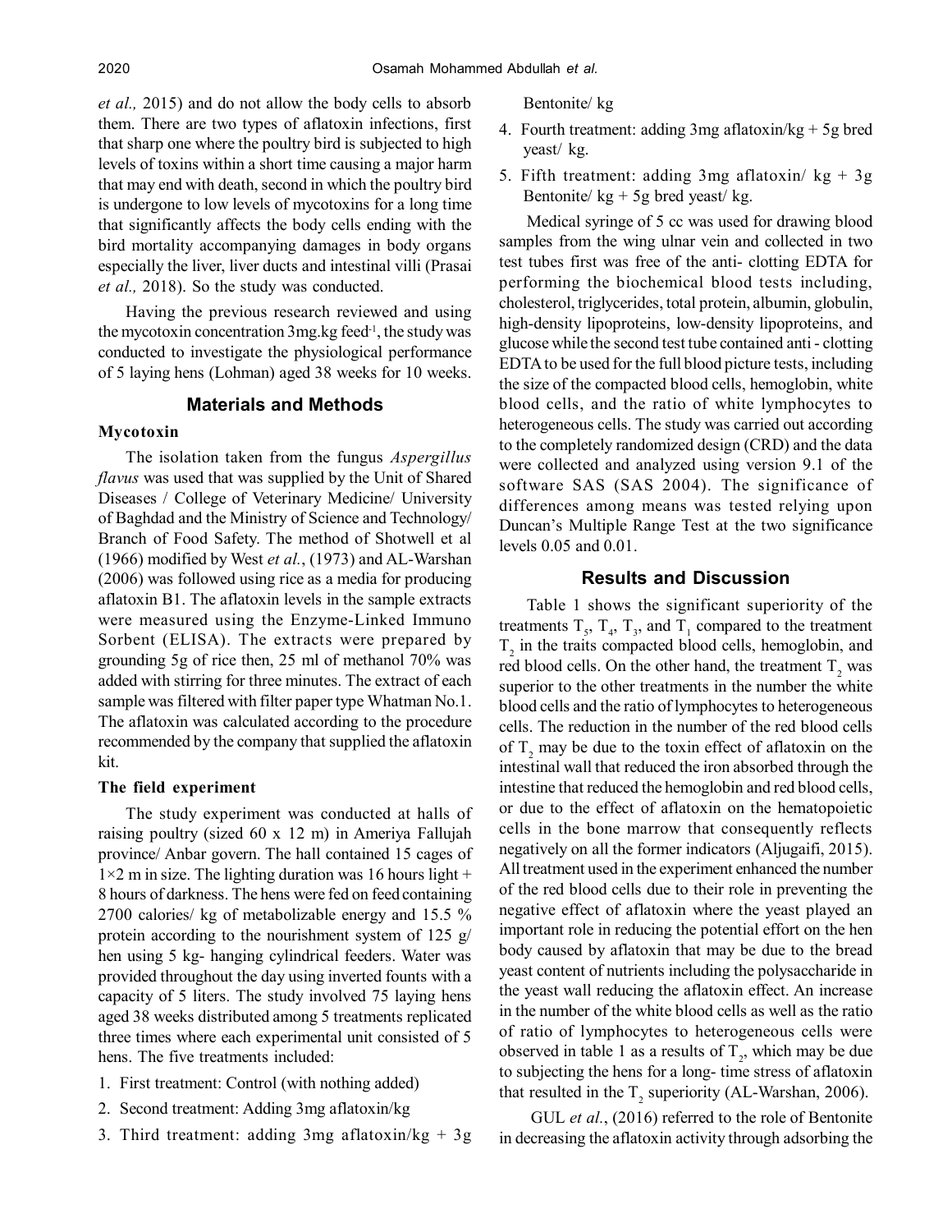*et al.,* 2015) and do not allow the body cells to absorb them. There are two types of aflatoxin infections, first that sharp one where the poultry bird is subjected to high levels of toxins within a short time causing a major harm that may end with death, second in which the poultry bird is undergone to low levels of mycotoxins for a long time that significantly affects the body cells ending with the bird mortality accompanying damages in body organs especially the liver, liver ducts and intestinal villi (Prasai *et al.,* 2018). So the study was conducted.

Having the previous research reviewed and using the mycotoxin concentration 3mg.kg feed$^{-1}$, the study was conducted to investigate the physiological performance of 5 laying hens (Lohman) aged 38 weeks for 10 weeks.

## Materials and Methods

### Mycotoxin

The isolation taken from the fungus *Aspergillus flavus* was used that was supplied by the Unit of Shared Diseases / College of Veterinary Medicine/ University of Baghdad and the Ministry of Science and Technology/ Branch of Food Safety. The method of Shotwell et al (1966) modified by West *et al.*, (1973) and AL-Warshan (2006) was followed using rice as a media for producing aflatoxin B1. The aflatoxin levels in the sample extracts were measured using the Enzyme-Linked Immuno Sorbent (ELISA). The extracts were prepared by grounding 5g of rice then, 25 ml of methanol 70% was added with stirring for three minutes. The extract of each sample was filtered with filter paper type Whatman No.1. The aflatoxin was calculated according to the procedure recommended by the company that supplied the aflatoxin kit.

### The field experiment

The study experiment was conducted at halls of raising poultry (sized 60 x 12 m) in Ameriya Fallujah province/ Anbar govern. The hall contained 15 cages of 1×2 m in size. The lighting duration was 16 hours light + 8 hours of darkness. The hens were fed on feed containing 2700 calories/ kg of metabolizable energy and 15.5 % protein according to the nourishment system of 125 g/ hen using 5 kg- hanging cylindrical feeders. Water was provided throughout the day using inverted founts with a capacity of 5 liters. The study involved 75 laying hens aged 38 weeks distributed among 5 treatments replicated three times where each experimental unit consisted of 5 hens. The five treatments included:

1. First treatment: Control (with nothing added)
2. Second treatment: Adding 3mg aflatoxin/kg
3. Third treatment: adding 3mg aflatoxin/kg + 3g Bentonite/ kg
4. Fourth treatment: adding 3mg aflatoxin/kg + 5g bred yeast/ kg.
5. Fifth treatment: adding 3mg aflatoxin/ kg + 3g Bentonite/ kg + 5g bred yeast/ kg.

Medical syringe of 5 cc was used for drawing blood samples from the wing ulnar vein and collected in two test tubes first was free of the anti- clotting EDTA for performing the biochemical blood tests including, cholesterol, triglycerides, total protein, albumin, globulin, high-density lipoproteins, low-density lipoproteins, and glucose while the second test tube contained anti - clotting EDTA to be used for the full blood picture tests, including the size of the compacted blood cells, hemoglobin, white blood cells, and the ratio of white lymphocytes to heterogeneous cells. The study was carried out according to the completely randomized design (CRD) and the data were collected and analyzed using version 9.1 of the software SAS (SAS 2004). The significance of differences among means was tested relying upon Duncan's Multiple Range Test at the two significance levels 0.05 and 0.01.

## Results and Discussion

Table 1 shows the significant superiority of the treatments $T_5$, $T_4$, $T_3$, and $T_1$ compared to the treatment $T_2$ in the traits compacted blood cells, hemoglobin, and red blood cells. On the other hand, the treatment $T_2$ was superior to the other treatments in the number the white blood cells and the ratio of lymphocytes to heterogeneous cells. The reduction in the number of the red blood cells of $T_2$ may be due to the toxin effect of aflatoxin on the intestinal wall that reduced the iron absorbed through the intestine that reduced the hemoglobin and red blood cells, or due to the effect of aflatoxin on the hematopoietic cells in the bone marrow that consequently reflects negatively on all the former indicators (Aljugaifi, 2015). All treatment used in the experiment enhanced the number of the red blood cells due to their role in preventing the negative effect of aflatoxin where the yeast played an important role in reducing the potential effort on the hen body caused by aflatoxin that may be due to the bread yeast content of nutrients including the polysaccharide in the yeast wall reducing the aflatoxin effect. An increase in the number of the white blood cells as well as the ratio of ratio of lymphocytes to heterogeneous cells were observed in table 1 as a results of $T_2$, which may be due to subjecting the hens for a long- time stress of aflatoxin that resulted in the $T_2$ superiority (AL-Warshan, 2006).

GUL *et al.*, (2016) referred to the role of Bentonite in decreasing the aflatoxin activity through adsorbing the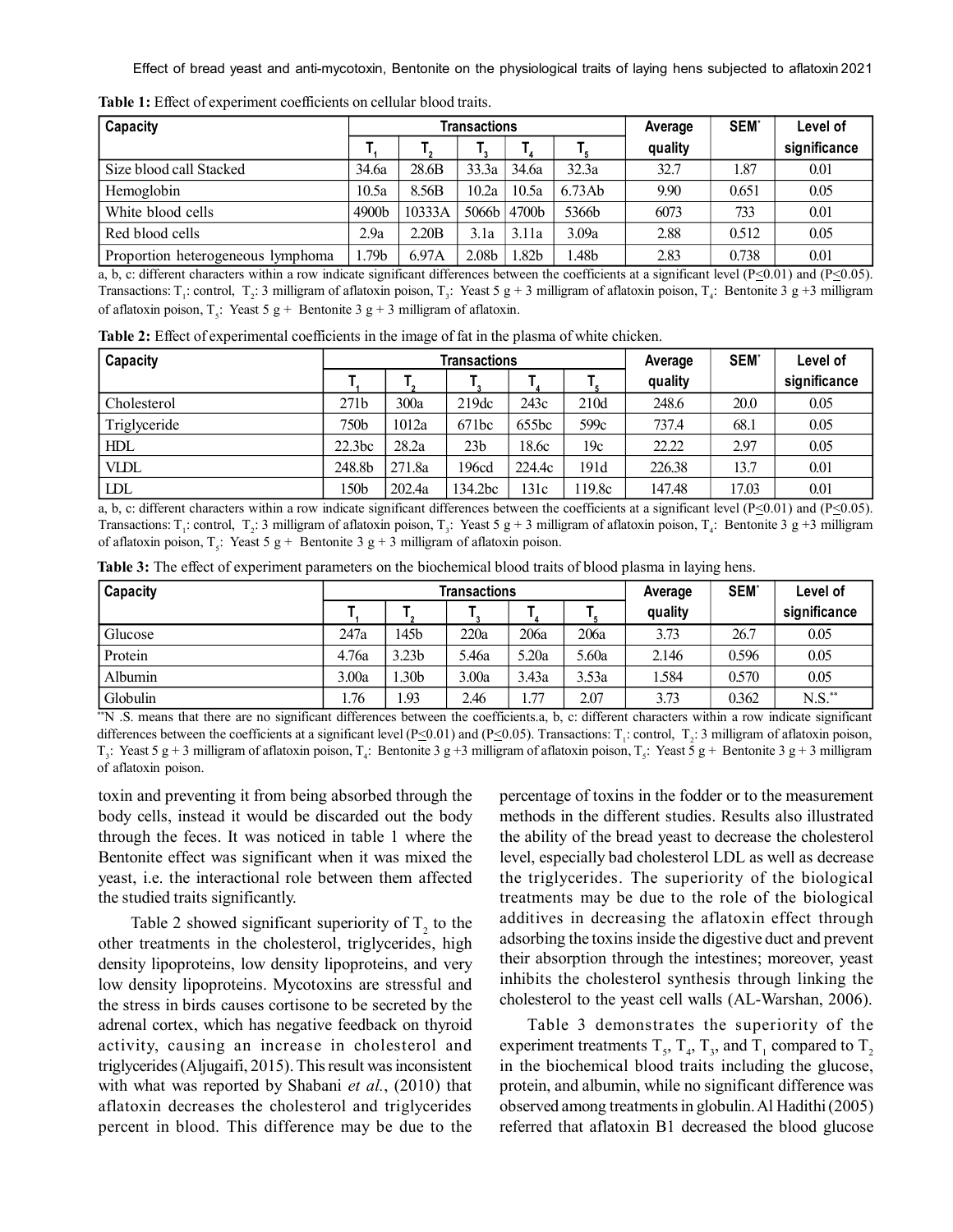**Table 1:** Effect of experiment coefficients on cellular blood traits.

| Capacity | Transactions | | | | | Average quality | SEM* | Level of significance |
|---|---|---|---|---|---|---|---|---|
| | $T_1$ | $T_2$ | $T_3$ | $T_4$ | $T_5$ | | | |
| Size blood call Stacked | 34.6a | 28.6B | 33.3a | 34.6a | 32.3a | 32.7 | 1.87 | 0.01 |
| Hemoglobin | 10.5a | 8.56B | 10.2a | 10.5a | 6.73Ab | 9.90 | 0.651 | 0.05 |
| White blood cells | 4900b | 10333A | 5066b | 4700b | 5366b | 6073 | 733 | 0.01 |
| Red blood cells | 2.9a | 2.20B | 3.1a | 3.11a | 3.09a | 2.88 | 0.512 | 0.05 |
| Proportion heterogeneous lymphoma | 1.79b | 6.97A | 2.08b | 1.82b | 1.48b | 2.83 | 0.738 | 0.01 |

a, b, c: different characters within a row indicate significant differences between the coefficients at a significant level ($P \leq 0.01$) and ($P \leq 0.05$). Transactions: $T_1$: control, $T_2$: 3 milligram of aflatoxin poison, $T_3$: Yeast 5 g + 3 milligram of aflatoxin poison, $T_4$: Bentonite 3 g +3 milligram of aflatoxin poison, $T_5$: Yeast 5 g + Bentonite 3 g + 3 milligram of aflatoxin.

**Table 2:** Effect of experimental coefficients in the image of fat in the plasma of white chicken.

| Capacity | Transactions | | | | | Average quality | SEM* | Level of significance |
|---|---|---|---|---|---|---|---|---|
| | $T_1$ | $T_2$ | $T_3$ | $T_4$ | $T_5$ | | | |
| Cholesterol | 271b | 300a | 219dc | 243c | 210d | 248.6 | 20.0 | 0.05 |
| Triglyceride | 750b | 1012a | 671bc | 655bc | 599c | 737.4 | 68.1 | 0.05 |
| HDL | 22.3bc | 28.2a | 23b | 18.6c | 19c | 22.22 | 2.97 | 0.05 |
| VLDL | 248.8b | 271.8a | 196cd | 224.4c | 191d | 226.38 | 13.7 | 0.01 |
| LDL | 150b | 202.4a | 134.2bc | 131c | 119.8c | 147.48 | 17.03 | 0.01 |

a, b, c: different characters within a row indicate significant differences between the coefficients at a significant level ($P \leq 0.01$) and ($P \leq 0.05$). Transactions: $T_1$: control, $T_2$: 3 milligram of aflatoxin poison, $T_3$: Yeast 5 g + 3 milligram of aflatoxin poison, $T_4$: Bentonite 3 g +3 milligram of aflatoxin poison, $T_5$: Yeast 5 g + Bentonite 3 g + 3 milligram of aflatoxin poison.

**Table 3:** The effect of experiment parameters on the biochemical blood traits of blood plasma in laying hens.

| Capacity | Transactions | | | | | Average quality | SEM* | Level of significance |
|---|---|---|---|---|---|---|---|---|
| | $T_1$ | $T_2$ | $T_3$ | $T_4$ | $T_5$ | | | |
| Glucose | 247a | 145b | 220a | 206a | 206a | 3.73 | 26.7 | 0.05 |
| Protein | 4.76a | 3.23b | 5.46a | 5.20a | 5.60a | 2.146 | 0.596 | 0.05 |
| Albumin | 3.00a | 1.30b | 3.00a | 3.43a | 3.53a | 1.584 | 0.570 | 0.05 |
| Globulin | 1.76 | 1.93 | 2.46 | 1.77 | 2.07 | 3.73 | 0.362 | N.S.** |

**N .S. means that there are no significant differences between the coefficients.a, b, c: different characters within a row indicate significant differences between the coefficients at a significant level ($P \leq 0.01$) and ($P \leq 0.05$). Transactions: $T_1$: control, $T_2$: 3 milligram of aflatoxin poison, $T_3$: Yeast 5 g + 3 milligram of aflatoxin poison, $T_4$: Bentonite 3 g +3 milligram of aflatoxin poison, $T_5$: Yeast 5 g + Bentonite 3 g + 3 milligram of aflatoxin poison.

toxin and preventing it from being absorbed through the body cells, instead it would be discarded out the body through the feces. It was noticed in table 1 where the Bentonite effect was significant when it was mixed the yeast, i.e. the interactional role between them affected the studied traits significantly.

Table 2 showed significant superiority of $T_2$ to the other treatments in the cholesterol, triglycerides, high density lipoproteins, low density lipoproteins, and very low density lipoproteins. Mycotoxins are stressful and the stress in birds causes cortisone to be secreted by the adrenal cortex, which has negative feedback on thyroid activity, causing an increase in cholesterol and triglycerides (Aljugaifi, 2015). This result was inconsistent with what was reported by Shabani *et al.*, (2010) that aflatoxin decreases the cholesterol and triglycerides percent in blood. This difference may be due to the percentage of toxins in the fodder or to the measurement methods in the different studies. Results also illustrated the ability of the bread yeast to decrease the cholesterol level, especially bad cholesterol LDL as well as decrease the triglycerides. The superiority of the biological treatments may be due to the role of the biological additives in decreasing the aflatoxin effect through adsorbing the toxins inside the digestive duct and prevent their absorption through the intestines; moreover, yeast inhibits the cholesterol synthesis through linking the cholesterol to the yeast cell walls (AL-Warshan, 2006).

Table 3 demonstrates the superiority of the experiment treatments $T_5$, $T_4$, $T_3$, and $T_1$ compared to $T_2$ in the biochemical blood traits including the glucose, protein, and albumin, while no significant difference was observed among treatments in globulin. Al Hadithi (2005) referred that aflatoxin B1 decreased the blood glucose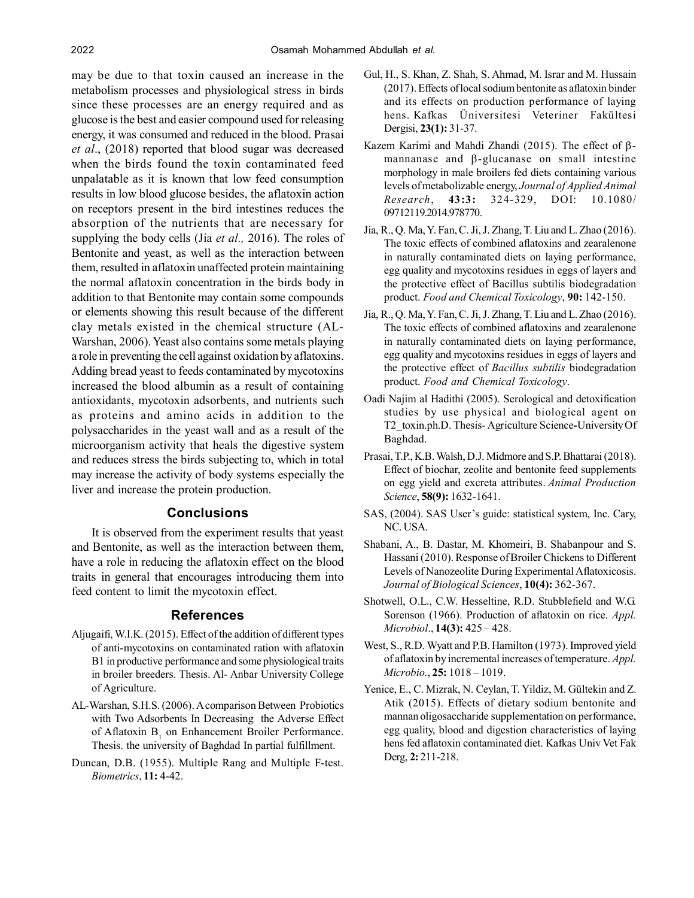may be due to that toxin caused an increase in the metabolism processes and physiological stress in birds since these processes are an energy required and as glucose is the best and easier compound used for releasing energy, it was consumed and reduced in the blood. Prasai *et al*., (2018) reported that blood sugar was decreased when the birds found the toxin contaminated feed unpalatable as it is known that low feed consumption results in low blood glucose besides, the aflatoxin action on receptors present in the bird intestines reduces the absorption of the nutrients that are necessary for supplying the body cells (Jia *et al.,* 2016). The roles of Bentonite and yeast, as well as the interaction between them, resulted in aflatoxin unaffected protein maintaining the normal aflatoxin concentration in the birds body in addition to that Bentonite may contain some compounds or elements showing this result because of the different clay metals existed in the chemical structure (AL-Warshan, 2006). Yeast also contains some metals playing a role in preventing the cell against oxidation by aflatoxins. Adding bread yeast to feeds contaminated by mycotoxins increased the blood albumin as a result of containing antioxidants, mycotoxin adsorbents, and nutrients such as proteins and amino acids in addition to the polysaccharides in the yeast wall and as a result of the microorganism activity that heals the digestive system and reduces stress the birds subjecting to, which in total may increase the activity of body systems especially the liver and increase the protein production.

## Conclusions

It is observed from the experiment results that yeast and Bentonite, as well as the interaction between them, have a role in reducing the aflatoxin effect on the blood traits in general that encourages introducing them into feed content to limit the mycotoxin effect.

## References

Aljugaifi, W.I.K. (2015). Effect of the addition of different types of anti-mycotoxins on contaminated ration with aflatoxin B1 in productive performance and some physiological traits in broiler breeders. Thesis. Al- Anbar University College of Agriculture.

AL-Warshan, S.H.S. (2006). A comparison Between Probiotics with Two Adsorbents In Decreasing the Adverse Effect of Aflatoxin $B_1$ on Enhancement Broiler Performance. Thesis. the university of Baghdad In partial fulfillment.

Duncan, D.B. (1955). Multiple Rang and Multiple F-test. *Biometrics*, **11:** 4-42.

Gul, H., S. Khan, Z. Shah, S. Ahmad, M. Israr and M. Hussain (2017). Effects of local sodium bentonite as aflatoxin binder and its effects on production performance of laying hens. Kafkas Üniversitesi Veteriner Fakültesi Dergisi, **23(1):** 31-37.

Kazem Karimi and Mahdi Zhandi (2015). The effect of β-mannanase and β-glucanase on small intestine morphology in male broilers fed diets containing various levels of metabolizable energy, *Journal of Applied Animal Research*, **43:3:** 324-329, DOI: 10.1080/09712119.2014.978770.

Jia, R., Q. Ma, Y. Fan, C. Ji, J. Zhang, T. Liu and L. Zhao (2016). The toxic effects of combined aflatoxins and zearalenone in naturally contaminated diets on laying performance, egg quality and mycotoxins residues in eggs of layers and the protective effect of Bacillus subtilis biodegradation product. *Food and Chemical Toxicology*, **90:** 142-150.

Jia, R., Q. Ma, Y. Fan, C. Ji, J. Zhang, T. Liu and L. Zhao (2016). The toxic effects of combined aflatoxins and zearalenone in naturally contaminated diets on laying performance, egg quality and mycotoxins residues in eggs of layers and the protective effect of *Bacillus subtilis* biodegradation product. *Food and Chemical Toxicology*.

Oadi Najim al Hadithi (2005). Serological and detoxification studies by use physical and biological agent on T2_toxin.ph.D. Thesis- Agriculture Science-University Of Baghdad.

Prasai, T.P., K.B. Walsh, D.J. Midmore and S.P. Bhattarai (2018). Effect of biochar, zeolite and bentonite feed supplements on egg yield and excreta attributes. *Animal Production Science*, **58(9):** 1632-1641.

SAS, (2004). SAS User's guide: statistical system, Inc. Cary, NC. USA.

Shabani, A., B. Dastar, M. Khomeiri, B. Shabanpour and S. Hassani (2010). Response of Broiler Chickens to Different Levels of Nanozeolite During Experimental Aflatoxicosis. *Journal of Biological Sciences*, **10(4):** 362-367.

Shotwell, O.L., C.W. Hesseltine, R.D. Stubblefield and W.G. Sorenson (1966). Production of aflatoxin on rice. *Appl. Microbiol*., **14(3):** 425 – 428.

West, S., R.D. Wyatt and P.B. Hamilton (1973). Improved yield of aflatoxin by incremental increases of temperature. *Appl. Microbio.*, **25:** 1018 – 1019.

Yenice, E., C. Mizrak, N. Ceylan, T. Yildiz, M. Gültekin and Z. Atik (2015). Effects of dietary sodium bentonite and mannan oligosaccharide supplementation on performance, egg quality, blood and digestion characteristics of laying hens fed aflatoxin contaminated diet. Kafkas Univ Vet Fak Derg, **2:** 211-218.